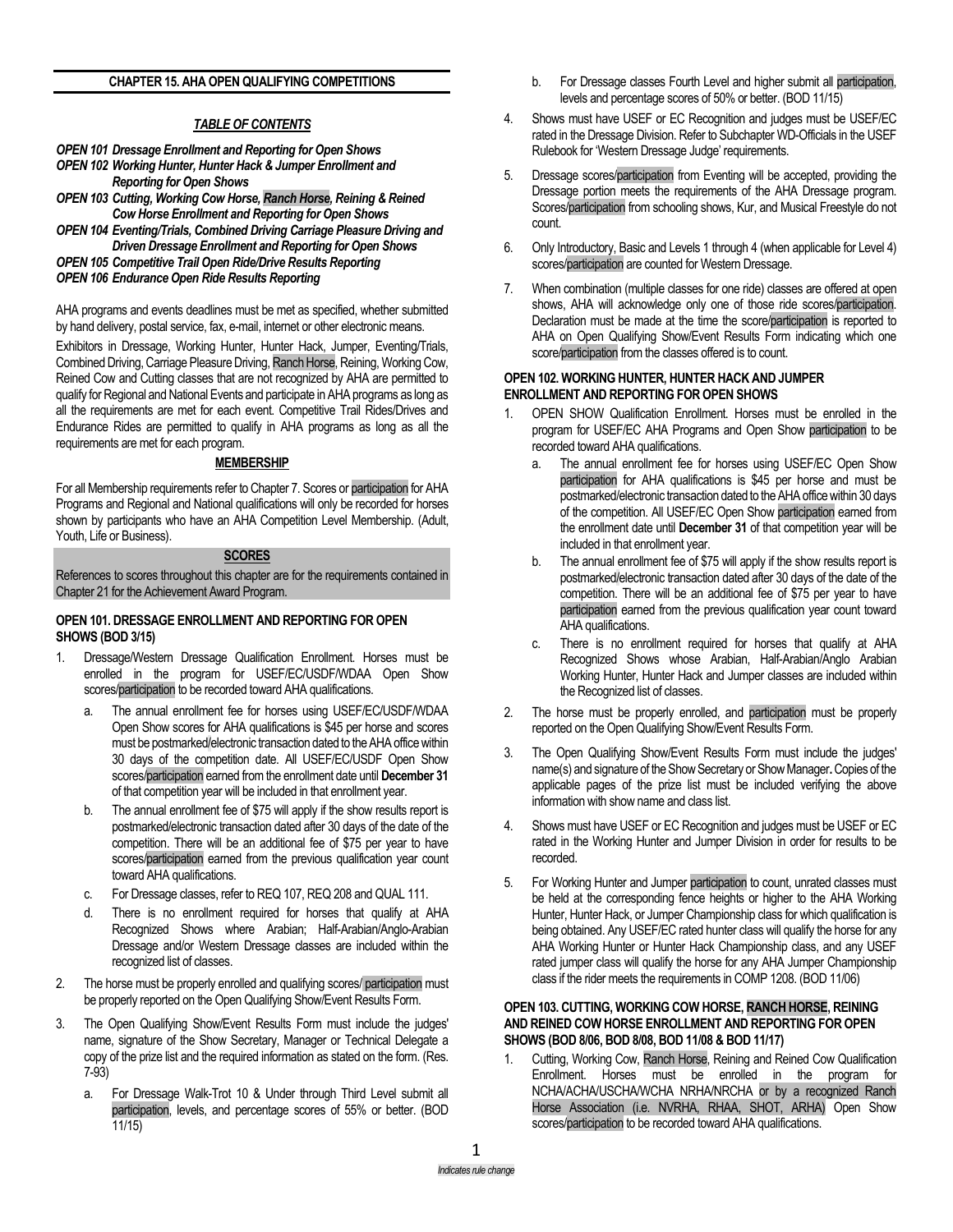## CHAPTER 15. AHA OPEN QUALIFYING COMPETITIONS

### *TABLE OF CONTENTS*

***OPEN 101 Dressage Enrollment and Reporting for Open Shows***
***OPEN 102 Working Hunter, Hunter Hack & Jumper Enrollment and Reporting for Open Shows***
***OPEN 103 Cutting, Working Cow Horse, Ranch Horse, Reining & Reined Cow Horse Enrollment and Reporting for Open Shows***
***OPEN 104 Eventing/Trials, Combined Driving Carriage Pleasure Driving and Driven Dressage Enrollment and Reporting for Open Shows***
***OPEN 105 Competitive Trail Open Ride/Drive Results Reporting***
***OPEN 106 Endurance Open Ride Results Reporting***

AHA programs and events deadlines must be met as specified, whether submitted by hand delivery, postal service, fax, e-mail, internet or other electronic means.

Exhibitors in Dressage, Working Hunter, Hunter Hack, Jumper, Eventing/Trials, Combined Driving, Carriage Pleasure Driving, Ranch Horse, Reining, Working Cow, Reined Cow and Cutting classes that are not recognized by AHA are permitted to qualify for Regional and National Events and participate in AHA programs as long as all the requirements are met for each event. Competitive Trail Rides/Drives and Endurance Rides are permitted to qualify in AHA programs as long as all the requirements are met for each program.

**MEMBERSHIP**

For all Membership requirements refer to Chapter 7. Scores or participation for AHA Programs and Regional and National qualifications will only be recorded for horses shown by participants who have an AHA Competition Level Membership. (Adult, Youth, Life or Business).

**SCORES**

References to scores throughout this chapter are for the requirements contained in Chapter 21 for the Achievement Award Program.

### OPEN 101. DRESSAGE ENROLLMENT AND REPORTING FOR OPEN SHOWS (BOD 3/15)

1. Dressage/Western Dressage Qualification Enrollment. Horses must be enrolled in the program for USEF/EC/USDF/WDAA Open Show scores/participation to be recorded toward AHA qualifications.
   a. The annual enrollment fee for horses using USEF/EC/USDF/WDAA Open Show scores for AHA qualifications is $45 per horse and scores must be postmarked/electronic transaction dated to the AHA office within 30 days of the competition date. All USEF/EC/USDF Open Show scores/participation earned from the enrollment date until **December 31** of that competition year will be included in that enrollment year.
   b. The annual enrollment fee of $75 will apply if the show results report is postmarked/electronic transaction dated after 30 days of the date of the competition. There will be an additional fee of $75 per year to have scores/participation earned from the previous qualification year count toward AHA qualifications.
   c. For Dressage classes, refer to REQ 107, REQ 208 and QUAL 111.
   d. There is no enrollment required for horses that qualify at AHA Recognized Shows where Arabian; Half-Arabian/Anglo-Arabian Dressage and/or Western Dressage classes are included within the recognized list of classes.
2. The horse must be properly enrolled and qualifying scores/ participation must be properly reported on the Open Qualifying Show/Event Results Form.
3. The Open Qualifying Show/Event Results Form must include the judges' name, signature of the Show Secretary, Manager or Technical Delegate a copy of the prize list and the required information as stated on the form. (Res. 7-93)
   a. For Dressage Walk-Trot 10 & Under through Third Level submit all participation, levels, and percentage scores of 55% or better. (BOD 11/15)
   b. For Dressage classes Fourth Level and higher submit all participation, levels and percentage scores of 50% or better. (BOD 11/15)
4. Shows must have USEF or EC Recognition and judges must be USEF/EC rated in the Dressage Division. Refer to Subchapter WD-Officials in the USEF Rulebook for 'Western Dressage Judge' requirements.
5. Dressage scores/participation from Eventing will be accepted, providing the Dressage portion meets the requirements of the AHA Dressage program. Scores/participation from schooling shows, Kur, and Musical Freestyle do not count.
6. Only Introductory, Basic and Levels 1 through 4 (when applicable for Level 4) scores/participation are counted for Western Dressage.
7. When combination (multiple classes for one ride) classes are offered at open shows, AHA will acknowledge only one of those ride scores/participation. Declaration must be made at the time the score/participation is reported to AHA on Open Qualifying Show/Event Results Form indicating which one score/participation from the classes offered is to count.

### OPEN 102. WORKING HUNTER, HUNTER HACK AND JUMPER ENROLLMENT AND REPORTING FOR OPEN SHOWS

1. OPEN SHOW Qualification Enrollment. Horses must be enrolled in the program for USEF/EC AHA Programs and Open Show participation to be recorded toward AHA qualifications.
   a. The annual enrollment fee for horses using USEF/EC Open Show participation for AHA qualifications is $45 per horse and must be postmarked/electronic transaction dated to the AHA office within 30 days of the competition. All USEF/EC Open Show participation earned from the enrollment date until **December 31** of that competition year will be included in that enrollment year.
   b. The annual enrollment fee of $75 will apply if the show results report is postmarked/electronic transaction dated after 30 days of the date of the competition. There will be an additional fee of $75 per year to have participation earned from the previous qualification year count toward AHA qualifications.
   c. There is no enrollment required for horses that qualify at AHA Recognized Shows whose Arabian, Half-Arabian/Anglo Arabian Working Hunter, Hunter Hack and Jumper classes are included within the Recognized list of classes.
2. The horse must be properly enrolled, and participation must be properly reported on the Open Qualifying Show/Event Results Form.
3. The Open Qualifying Show/Event Results Form must include the judges' name(s) and signature of the Show Secretary or Show Manager**.** Copies of the applicable pages of the prize list must be included verifying the above information with show name and class list.
4. Shows must have USEF or EC Recognition and judges must be USEF or EC rated in the Working Hunter and Jumper Division in order for results to be recorded.
5. For Working Hunter and Jumper participation to count, unrated classes must be held at the corresponding fence heights or higher to the AHA Working Hunter, Hunter Hack, or Jumper Championship class for which qualification is being obtained. Any USEF/EC rated hunter class will qualify the horse for any AHA Working Hunter or Hunter Hack Championship class, and any USEF rated jumper class will qualify the horse for any AHA Jumper Championship class if the rider meets the requirements in COMP 1208. (BOD 11/06)

### OPEN 103. CUTTING, WORKING COW HORSE, RANCH HORSE, REINING AND REINED COW HORSE ENROLLMENT AND REPORTING FOR OPEN SHOWS (BOD 8/06, BOD 8/08, BOD 11/08 & BOD 11/17)

1. Cutting, Working Cow, Ranch Horse, Reining and Reined Cow Qualification Enrollment. Horses must be enrolled in the program for NCHA/ACHA/USCHA/WCHA NRHA/NRCHA or by a recognized Ranch Horse Association (i.e. NVRHA, RHAA, SHOT, ARHA) Open Show scores/participation to be recorded toward AHA qualifications.

*Indicates rule change*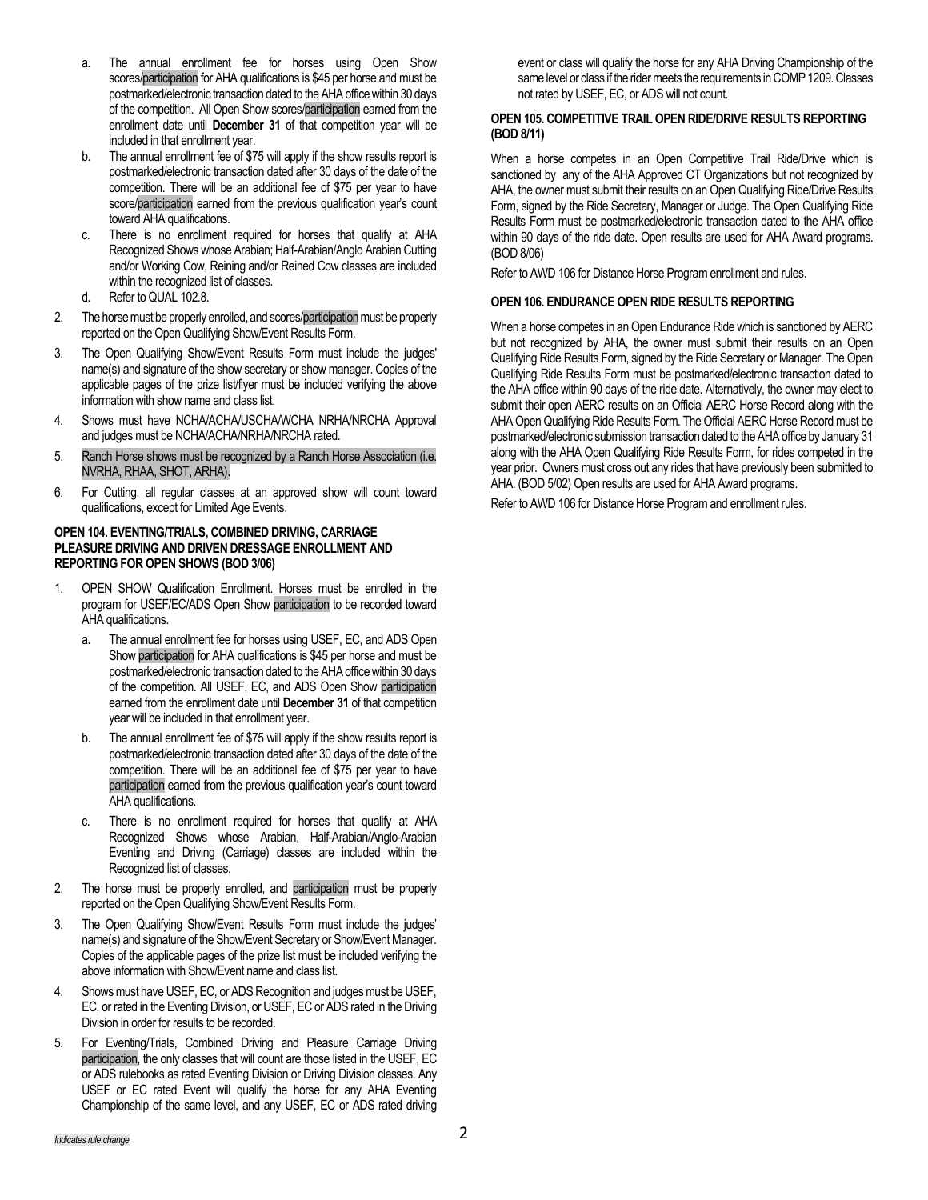a. The annual enrollment fee for horses using Open Show scores/participation for AHA qualifications is $45 per horse and must be postmarked/electronic transaction dated to the AHA office within 30 days of the competition. All Open Show scores/participation earned from the enrollment date until **December 31** of that competition year will be included in that enrollment year.

b. The annual enrollment fee of $75 will apply if the show results report is postmarked/electronic transaction dated after 30 days of the date of the competition. There will be an additional fee of $75 per year to have score/participation earned from the previous qualification year's count toward AHA qualifications.

c. There is no enrollment required for horses that qualify at AHA Recognized Shows whose Arabian; Half-Arabian/Anglo Arabian Cutting and/or Working Cow, Reining and/or Reined Cow classes are included within the recognized list of classes.

d. Refer to QUAL 102.8.

2. The horse must be properly enrolled, and scores/participation must be properly reported on the Open Qualifying Show/Event Results Form.

3. The Open Qualifying Show/Event Results Form must include the judges' name(s) and signature of the show secretary or show manager. Copies of the applicable pages of the prize list/flyer must be included verifying the above information with show name and class list.

4. Shows must have NCHA/ACHA/USCHA/WCHA NRHA/NRCHA Approval and judges must be NCHA/ACHA/NRHA/NRCHA rated.

5. Ranch Horse shows must be recognized by a Ranch Horse Association (i.e. NVRHA, RHAA, SHOT, ARHA).

6. For Cutting, all regular classes at an approved show will count toward qualifications, except for Limited Age Events.

#### OPEN 104. EVENTING/TRIALS, COMBINED DRIVING, CARRIAGE PLEASURE DRIVING AND DRIVEN DRESSAGE ENROLLMENT AND REPORTING FOR OPEN SHOWS (BOD 3/06)

1. OPEN SHOW Qualification Enrollment. Horses must be enrolled in the program for USEF/EC/ADS Open Show participation to be recorded toward AHA qualifications.

   a. The annual enrollment fee for horses using USEF, EC, and ADS Open Show participation for AHA qualifications is $45 per horse and must be postmarked/electronic transaction dated to the AHA office within 30 days of the competition. All USEF, EC, and ADS Open Show participation earned from the enrollment date until **December 31** of that competition year will be included in that enrollment year.

   b. The annual enrollment fee of $75 will apply if the show results report is postmarked/electronic transaction dated after 30 days of the date of the competition. There will be an additional fee of $75 per year to have participation earned from the previous qualification year's count toward AHA qualifications.

   c. There is no enrollment required for horses that qualify at AHA Recognized Shows whose Arabian, Half-Arabian/Anglo-Arabian Eventing and Driving (Carriage) classes are included within the Recognized list of classes.

2. The horse must be properly enrolled, and participation must be properly reported on the Open Qualifying Show/Event Results Form.

3. The Open Qualifying Show/Event Results Form must include the judges' name(s) and signature of the Show/Event Secretary or Show/Event Manager. Copies of the applicable pages of the prize list must be included verifying the above information with Show/Event name and class list.

4. Shows must have USEF, EC, or ADS Recognition and judges must be USEF, EC, or rated in the Eventing Division, or USEF, EC or ADS rated in the Driving Division in order for results to be recorded.

5. For Eventing/Trials, Combined Driving and Pleasure Carriage Driving participation, the only classes that will count are those listed in the USEF, EC or ADS rulebooks as rated Eventing Division or Driving Division classes. Any USEF or EC rated Event will qualify the horse for any AHA Eventing Championship of the same level, and any USEF, EC or ADS rated driving event or class will qualify the horse for any AHA Driving Championship of the same level or class if the rider meets the requirements in COMP 1209. Classes not rated by USEF, EC, or ADS will not count.

#### OPEN 105. COMPETITIVE TRAIL OPEN RIDE/DRIVE RESULTS REPORTING (BOD 8/11)

When a horse competes in an Open Competitive Trail Ride/Drive which is sanctioned by any of the AHA Approved CT Organizations but not recognized by AHA, the owner must submit their results on an Open Qualifying Ride/Drive Results Form, signed by the Ride Secretary, Manager or Judge. The Open Qualifying Ride Results Form must be postmarked/electronic transaction dated to the AHA office within 90 days of the ride date. Open results are used for AHA Award programs. (BOD 8/06)

Refer to AWD 106 for Distance Horse Program enrollment and rules.

#### OPEN 106. ENDURANCE OPEN RIDE RESULTS REPORTING

When a horse competes in an Open Endurance Ride which is sanctioned by AERC but not recognized by AHA, the owner must submit their results on an Open Qualifying Ride Results Form, signed by the Ride Secretary or Manager. The Open Qualifying Ride Results Form must be postmarked/electronic transaction dated to the AHA office within 90 days of the ride date. Alternatively, the owner may elect to submit their open AERC results on an Official AERC Horse Record along with the AHA Open Qualifying Ride Results Form. The Official AERC Horse Record must be postmarked/electronic submission transaction dated to the AHA office by January 31 along with the AHA Open Qualifying Ride Results Form, for rides competed in the year prior. Owners must cross out any rides that have previously been submitted to AHA. (BOD 5/02) Open results are used for AHA Award programs.

Refer to AWD 106 for Distance Horse Program and enrollment rules.

*Indicates rule change*